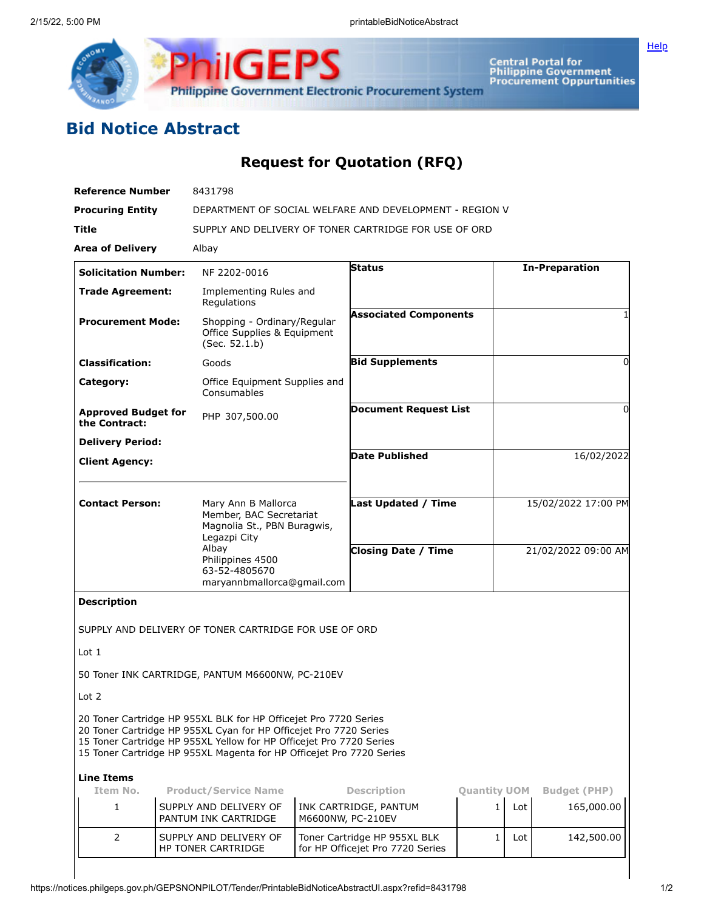# Bid Notice Abstract

## Request for Quotation (RFQ)

| | |
|---|---|
| **Reference Number** | 8431798 |
| **Procuring Entity** | DEPARTMENT OF SOCIAL WELFARE AND DEVELOPMENT - REGION V |
| **Title** | SUPPLY AND DELIVERY OF TONER CARTRIDGE FOR USE OF ORD |
| **Area of Delivery** | Albay |

| | | | |
|---|---|---|---|
| **Solicitation Number:** | NF 2202-0016 | **Status** | In-Preparation |
| **Trade Agreement:** | Implementing Rules and Regulations | | |
| **Procurement Mode:** | Shopping - Ordinary/Regular Office Supplies & Equipment (Sec. 52.1.b) | **Associated Components** | 1 |
| **Classification:** | Goods | **Bid Supplements** | 0 |
| **Category:** | Office Equipment Supplies and Consumables | | |
| **Approved Budget for the Contract:** | PHP 307,500.00 | **Document Request List** | 0 |
| **Delivery Period:** | | | |
| **Client Agency:** | | **Date Published** | 16/02/2022 |
| **Contact Person:** | Mary Ann B Mallorca<br>Member, BAC Secretariat<br>Magnolia St., PBN Buragwis, Legazpi City<br>Albay<br>Philippines 4500<br>63-52-4805670<br>maryannbmallorca@gmail.com | **Last Updated / Time** | 15/02/2022 17:00 PM |
| | | **Closing Date / Time** | 21/02/2022 09:00 AM |

**Description**

SUPPLY AND DELIVERY OF TONER CARTRIDGE FOR USE OF ORD

Lot 1

50 Toner INK CARTRIDGE, PANTUM M6600NW, PC-210EV

Lot 2

20 Toner Cartridge HP 955XL BLK for HP Officejet Pro 7720 Series
20 Toner Cartridge HP 955XL Cyan for HP Officejet Pro 7720 Series
15 Toner Cartridge HP 955XL Yellow for HP Officejet Pro 7720 Series
15 Toner Cartridge HP 955XL Magenta for HP Officejet Pro 7720 Series

**Line Items**

| Item No. | Product/Service Name | Description | Quantity | UOM | Budget (PHP) |
|---|---|---|---|---|---|
| 1 | SUPPLY AND DELIVERY OF PANTUM INK CARTRIDGE | INK CARTRIDGE, PANTUM M6600NW, PC-210EV | 1 | Lot | 165,000.00 |
| 2 | SUPPLY AND DELIVERY OF HP TONER CARTRIDGE | Toner Cartridge HP 955XL BLK for HP Officejet Pro 7720 Series | 1 | Lot | 142,500.00 |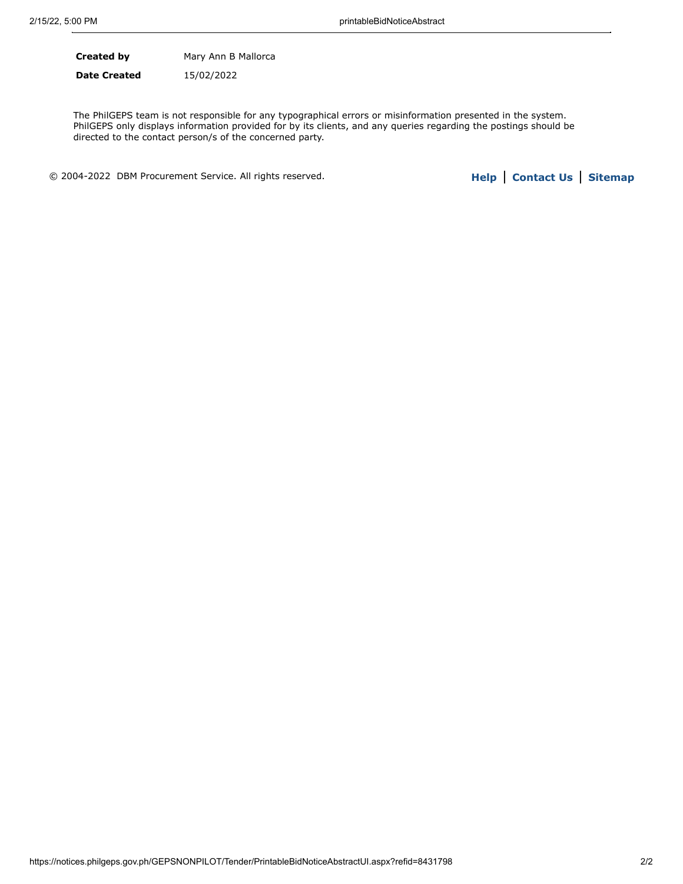| | |
|---|---|
| **Created by** | Mary Ann B Mallorca |
| **Date Created** | 15/02/2022 |

The PhilGEPS team is not responsible for any typographical errors or misinformation presented in the system. PhilGEPS only displays information provided for by its clients, and any queries regarding the postings should be directed to the contact person/s of the concerned party.

© 2004-2022 DBM Procurement Service. All rights reserved.

**Help** | **Contact Us** | **Sitemap**